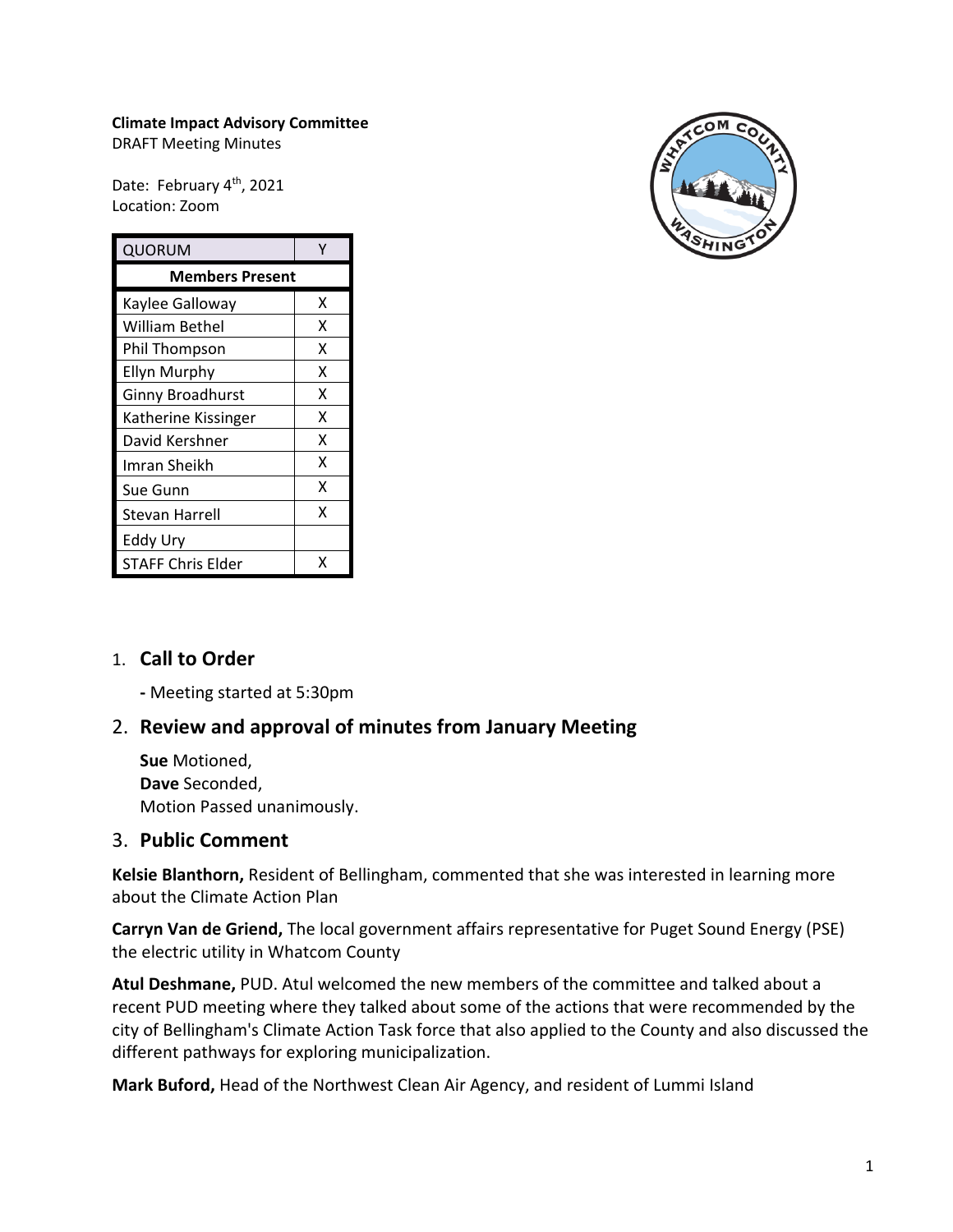**Climate Impact Advisory Committee**
DRAFT Meeting Minutes

Date: February 4th, 2021
Location: Zoom

| QUORUM | Y |
|---|---|
| **Members Present** | |
| Kaylee Galloway | X |
| William Bethel | X |
| Phil Thompson | X |
| Ellyn Murphy | X |
| Ginny Broadhurst | X |
| Katherine Kissinger | X |
| David Kershner | X |
| Imran Sheikh | X |
| Sue Gunn | X |
| Stevan Harrell | X |
| Eddy Ury | |
| STAFF Chris Elder | X |

## 1. Call to Order

- Meeting started at 5:30pm

## 2. Review and approval of minutes from January Meeting

**Sue** Motioned,
**Dave** Seconded,
Motion Passed unanimously.

## 3. Public Comment

**Kelsie Blanthorn,** Resident of Bellingham, commented that she was interested in learning more about the Climate Action Plan

**Carryn Van de Griend,** The local government affairs representative for Puget Sound Energy (PSE) the electric utility in Whatcom County

**Atul Deshmane,** PUD. Atul welcomed the new members of the committee and talked about a recent PUD meeting where they talked about some of the actions that were recommended by the city of Bellingham's Climate Action Task force that also applied to the County and also discussed the different pathways for exploring municipalization.

**Mark Buford,** Head of the Northwest Clean Air Agency, and resident of Lummi Island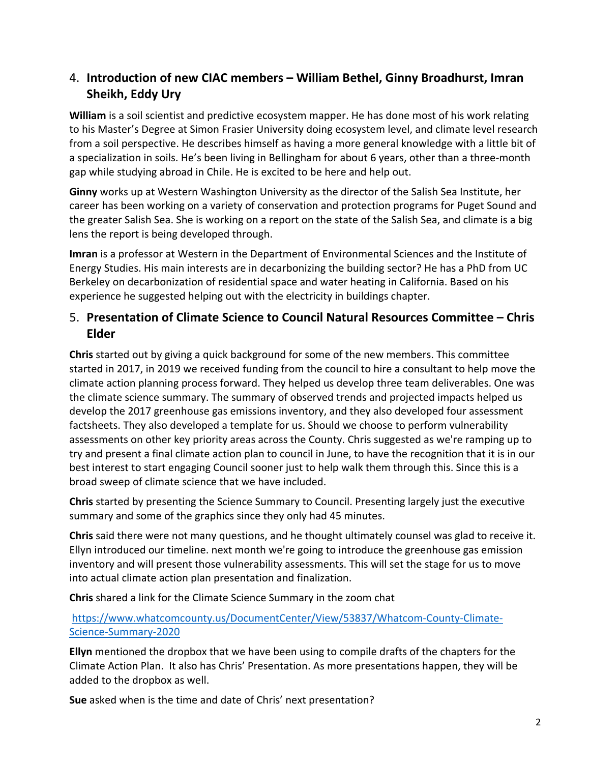## 4. Introduction of new CIAC members – William Bethel, Ginny Broadhurst, Imran Sheikh, Eddy Ury

**William** is a soil scientist and predictive ecosystem mapper. He has done most of his work relating to his Master's Degree at Simon Frasier University doing ecosystem level, and climate level research from a soil perspective. He describes himself as having a more general knowledge with a little bit of a specialization in soils. He's been living in Bellingham for about 6 years, other than a three-month gap while studying abroad in Chile. He is excited to be here and help out.

**Ginny** works up at Western Washington University as the director of the Salish Sea Institute, her career has been working on a variety of conservation and protection programs for Puget Sound and the greater Salish Sea. She is working on a report on the state of the Salish Sea, and climate is a big lens the report is being developed through.

**Imran** is a professor at Western in the Department of Environmental Sciences and the Institute of Energy Studies. His main interests are in decarbonizing the building sector? He has a PhD from UC Berkeley on decarbonization of residential space and water heating in California. Based on his experience he suggested helping out with the electricity in buildings chapter.

## 5. Presentation of Climate Science to Council Natural Resources Committee – Chris Elder

**Chris** started out by giving a quick background for some of the new members. This committee started in 2017, in 2019 we received funding from the council to hire a consultant to help move the climate action planning process forward. They helped us develop three team deliverables. One was the climate science summary. The summary of observed trends and projected impacts helped us develop the 2017 greenhouse gas emissions inventory, and they also developed four assessment factsheets. They also developed a template for us. Should we choose to perform vulnerability assessments on other key priority areas across the County. Chris suggested as we're ramping up to try and present a final climate action plan to council in June, to have the recognition that it is in our best interest to start engaging Council sooner just to help walk them through this. Since this is a broad sweep of climate science that we have included.

**Chris** started by presenting the Science Summary to Council. Presenting largely just the executive summary and some of the graphics since they only had 45 minutes.

**Chris** said there were not many questions, and he thought ultimately counsel was glad to receive it. Ellyn introduced our timeline. next month we're going to introduce the greenhouse gas emission inventory and will present those vulnerability assessments. This will set the stage for us to move into actual climate action plan presentation and finalization.

**Chris** shared a link for the Climate Science Summary in the zoom chat

[https://www.whatcomcounty.us/DocumentCenter/View/53837/Whatcom-County-Climate-Science-Summary-2020](https://www.whatcomcounty.us/DocumentCenter/View/53837/Whatcom-County-Climate-Science-Summary-2020)

**Ellyn** mentioned the dropbox that we have been using to compile drafts of the chapters for the Climate Action Plan. It also has Chris' Presentation. As more presentations happen, they will be added to the dropbox as well.

**Sue** asked when is the time and date of Chris' next presentation?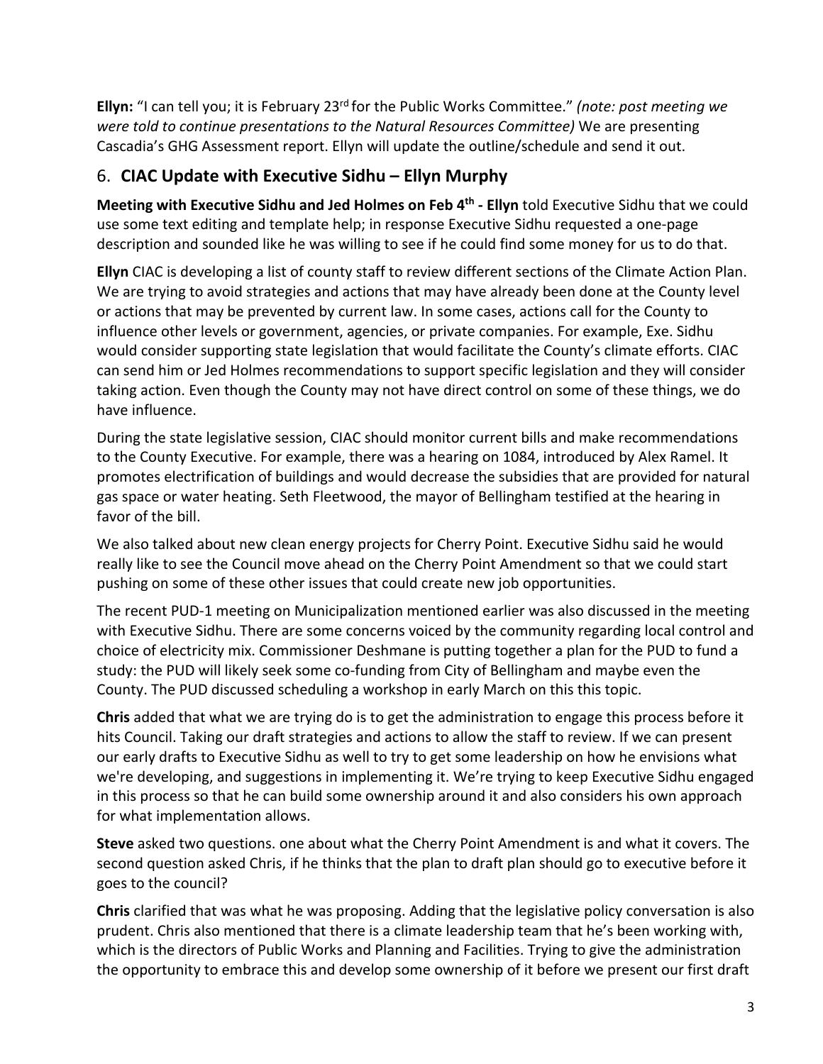**Ellyn:** "I can tell you; it is February 23rd for the Public Works Committee." *(note: post meeting we were told to continue presentations to the Natural Resources Committee)* We are presenting Cascadia's GHG Assessment report. Ellyn will update the outline/schedule and send it out.

## 6. **CIAC Update with Executive Sidhu – Ellyn Murphy**

**Meeting with Executive Sidhu and Jed Holmes on Feb 4th - Ellyn** told Executive Sidhu that we could use some text editing and template help; in response Executive Sidhu requested a one-page description and sounded like he was willing to see if he could find some money for us to do that.

**Ellyn** CIAC is developing a list of county staff to review different sections of the Climate Action Plan. We are trying to avoid strategies and actions that may have already been done at the County level or actions that may be prevented by current law. In some cases, actions call for the County to influence other levels or government, agencies, or private companies. For example, Exe. Sidhu would consider supporting state legislation that would facilitate the County's climate efforts. CIAC can send him or Jed Holmes recommendations to support specific legislation and they will consider taking action. Even though the County may not have direct control on some of these things, we do have influence.

During the state legislative session, CIAC should monitor current bills and make recommendations to the County Executive. For example, there was a hearing on 1084, introduced by Alex Ramel. It promotes electrification of buildings and would decrease the subsidies that are provided for natural gas space or water heating. Seth Fleetwood, the mayor of Bellingham testified at the hearing in favor of the bill.

We also talked about new clean energy projects for Cherry Point. Executive Sidhu said he would really like to see the Council move ahead on the Cherry Point Amendment so that we could start pushing on some of these other issues that could create new job opportunities.

The recent PUD-1 meeting on Municipalization mentioned earlier was also discussed in the meeting with Executive Sidhu. There are some concerns voiced by the community regarding local control and choice of electricity mix. Commissioner Deshmane is putting together a plan for the PUD to fund a study: the PUD will likely seek some co-funding from City of Bellingham and maybe even the County. The PUD discussed scheduling a workshop in early March on this this topic.

**Chris** added that what we are trying do is to get the administration to engage this process before it hits Council. Taking our draft strategies and actions to allow the staff to review. If we can present our early drafts to Executive Sidhu as well to try to get some leadership on how he envisions what we're developing, and suggestions in implementing it. We're trying to keep Executive Sidhu engaged in this process so that he can build some ownership around it and also considers his own approach for what implementation allows.

**Steve** asked two questions. one about what the Cherry Point Amendment is and what it covers. The second question asked Chris, if he thinks that the plan to draft plan should go to executive before it goes to the council?

**Chris** clarified that was what he was proposing. Adding that the legislative policy conversation is also prudent. Chris also mentioned that there is a climate leadership team that he's been working with, which is the directors of Public Works and Planning and Facilities. Trying to give the administration the opportunity to embrace this and develop some ownership of it before we present our first draft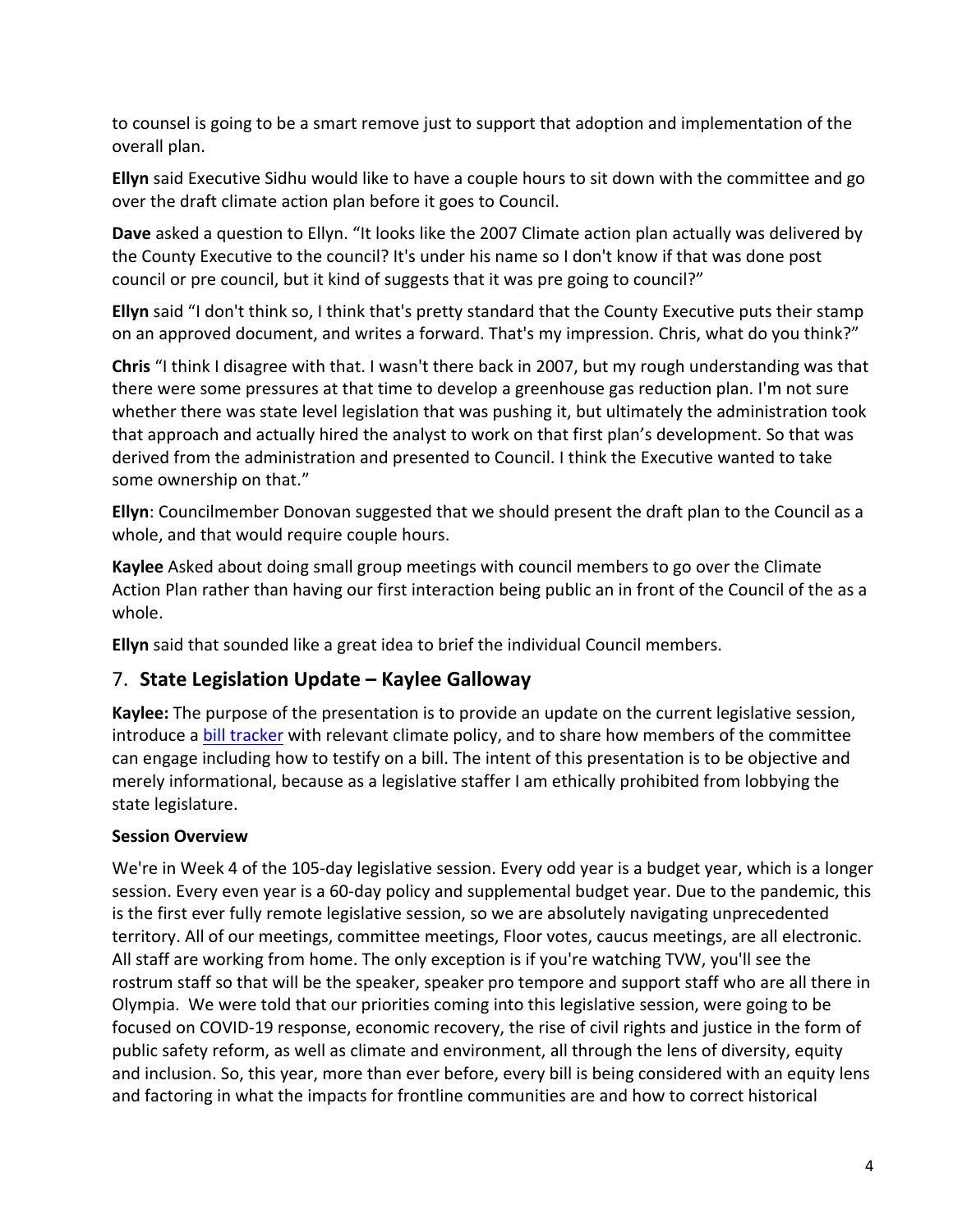to counsel is going to be a smart remove just to support that adoption and implementation of the overall plan.

**Ellyn** said Executive Sidhu would like to have a couple hours to sit down with the committee and go over the draft climate action plan before it goes to Council.

**Dave** asked a question to Ellyn. "It looks like the 2007 Climate action plan actually was delivered by the County Executive to the council? It's under his name so I don't know if that was done post council or pre council, but it kind of suggests that it was pre going to council?"

**Ellyn** said "I don't think so, I think that's pretty standard that the County Executive puts their stamp on an approved document, and writes a forward. That's my impression. Chris, what do you think?"

**Chris** "I think I disagree with that. I wasn't there back in 2007, but my rough understanding was that there were some pressures at that time to develop a greenhouse gas reduction plan. I'm not sure whether there was state level legislation that was pushing it, but ultimately the administration took that approach and actually hired the analyst to work on that first plan's development. So that was derived from the administration and presented to Council. I think the Executive wanted to take some ownership on that."

**Ellyn**: Councilmember Donovan suggested that we should present the draft plan to the Council as a whole, and that would require couple hours.

**Kaylee** Asked about doing small group meetings with council members to go over the Climate Action Plan rather than having our first interaction being public an in front of the Council of the as a whole.

**Ellyn** said that sounded like a great idea to brief the individual Council members.

## 7. **State Legislation Update – Kaylee Galloway**

**Kaylee:** The purpose of the presentation is to provide an update on the current legislative session, introduce a [bill tracker] with relevant climate policy, and to share how members of the committee can engage including how to testify on a bill. The intent of this presentation is to be objective and merely informational, because as a legislative staffer I am ethically prohibited from lobbying the state legislature.

**Session Overview**

We're in Week 4 of the 105-day legislative session. Every odd year is a budget year, which is a longer session. Every even year is a 60-day policy and supplemental budget year. Due to the pandemic, this is the first ever fully remote legislative session, so we are absolutely navigating unprecedented territory. All of our meetings, committee meetings, Floor votes, caucus meetings, are all electronic. All staff are working from home. The only exception is if you're watching TVW, you'll see the rostrum staff so that will be the speaker, speaker pro tempore and support staff who are all there in Olympia. We were told that our priorities coming into this legislative session, were going to be focused on COVID-19 response, economic recovery, the rise of civil rights and justice in the form of public safety reform, as well as climate and environment, all through the lens of diversity, equity and inclusion. So, this year, more than ever before, every bill is being considered with an equity lens and factoring in what the impacts for frontline communities are and how to correct historical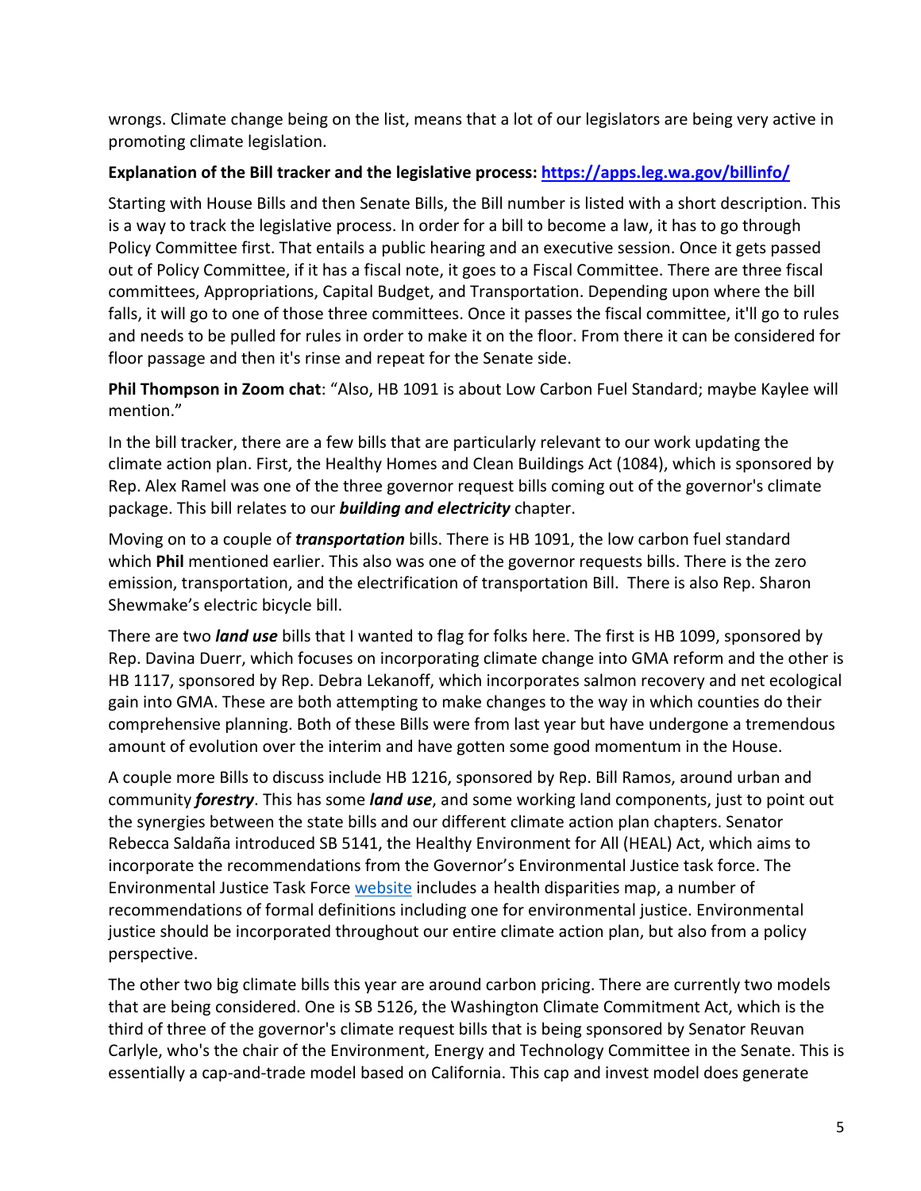wrongs. Climate change being on the list, means that a lot of our legislators are being very active in promoting climate legislation.

**Explanation of the Bill tracker and the legislative process: [https://apps.leg.wa.gov/billinfo/](https://apps.leg.wa.gov/billinfo/)**

Starting with House Bills and then Senate Bills, the Bill number is listed with a short description. This is a way to track the legislative process. In order for a bill to become a law, it has to go through Policy Committee first. That entails a public hearing and an executive session. Once it gets passed out of Policy Committee, if it has a fiscal note, it goes to a Fiscal Committee. There are three fiscal committees, Appropriations, Capital Budget, and Transportation. Depending upon where the bill falls, it will go to one of those three committees. Once it passes the fiscal committee, it'll go to rules and needs to be pulled for rules in order to make it on the floor. From there it can be considered for floor passage and then it's rinse and repeat for the Senate side.

**Phil Thompson in Zoom chat**: "Also, HB 1091 is about Low Carbon Fuel Standard; maybe Kaylee will mention."

In the bill tracker, there are a few bills that are particularly relevant to our work updating the climate action plan. First, the Healthy Homes and Clean Buildings Act (1084), which is sponsored by Rep. Alex Ramel was one of the three governor request bills coming out of the governor's climate package. This bill relates to our ***building and electricity*** chapter.

Moving on to a couple of ***transportation*** bills. There is HB 1091, the low carbon fuel standard which **Phil** mentioned earlier. This also was one of the governor requests bills. There is the zero emission, transportation, and the electrification of transportation Bill. There is also Rep. Sharon Shewmake's electric bicycle bill.

There are two ***land use*** bills that I wanted to flag for folks here. The first is HB 1099, sponsored by Rep. Davina Duerr, which focuses on incorporating climate change into GMA reform and the other is HB 1117, sponsored by Rep. Debra Lekanoff, which incorporates salmon recovery and net ecological gain into GMA. These are both attempting to make changes to the way in which counties do their comprehensive planning. Both of these Bills were from last year but have undergone a tremendous amount of evolution over the interim and have gotten some good momentum in the House.

A couple more Bills to discuss include HB 1216, sponsored by Rep. Bill Ramos, around urban and community ***forestry***. This has some ***land use***, and some working land components, just to point out the synergies between the state bills and our different climate action plan chapters. Senator Rebecca Saldaña introduced SB 5141, the Healthy Environment for All (HEAL) Act, which aims to incorporate the recommendations from the Governor's Environmental Justice task force. The Environmental Justice Task Force website includes a health disparities map, a number of recommendations of formal definitions including one for environmental justice. Environmental justice should be incorporated throughout our entire climate action plan, but also from a policy perspective.

The other two big climate bills this year are around carbon pricing. There are currently two models that are being considered. One is SB 5126, the Washington Climate Commitment Act, which is the third of three of the governor's climate request bills that is being sponsored by Senator Reuvan Carlyle, who's the chair of the Environment, Energy and Technology Committee in the Senate. This is essentially a cap-and-trade model based on California. This cap and invest model does generate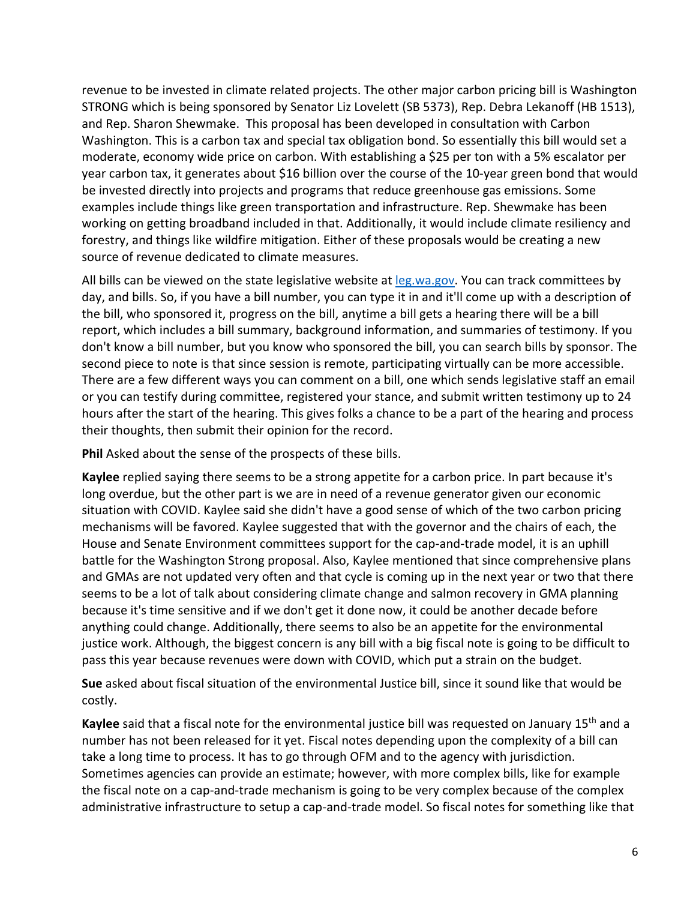revenue to be invested in climate related projects. The other major carbon pricing bill is Washington STRONG which is being sponsored by Senator Liz Lovelett (SB 5373), Rep. Debra Lekanoff (HB 1513), and Rep. Sharon Shewmake. This proposal has been developed in consultation with Carbon Washington. This is a carbon tax and special tax obligation bond. So essentially this bill would set a moderate, economy wide price on carbon. With establishing a $25 per ton with a 5% escalator per year carbon tax, it generates about $16 billion over the course of the 10-year green bond that would be invested directly into projects and programs that reduce greenhouse gas emissions. Some examples include things like green transportation and infrastructure. Rep. Shewmake has been working on getting broadband included in that. Additionally, it would include climate resiliency and forestry, and things like wildfire mitigation. Either of these proposals would be creating a new source of revenue dedicated to climate measures.

All bills can be viewed on the state legislative website at [leg.wa.gov](leg.wa.gov). You can track committees by day, and bills. So, if you have a bill number, you can type it in and it'll come up with a description of the bill, who sponsored it, progress on the bill, anytime a bill gets a hearing there will be a bill report, which includes a bill summary, background information, and summaries of testimony. If you don't know a bill number, but you know who sponsored the bill, you can search bills by sponsor. The second piece to note is that since session is remote, participating virtually can be more accessible. There are a few different ways you can comment on a bill, one which sends legislative staff an email or you can testify during committee, registered your stance, and submit written testimony up to 24 hours after the start of the hearing. This gives folks a chance to be a part of the hearing and process their thoughts, then submit their opinion for the record.

**Phil** Asked about the sense of the prospects of these bills.

**Kaylee** replied saying there seems to be a strong appetite for a carbon price. In part because it's long overdue, but the other part is we are in need of a revenue generator given our economic situation with COVID. Kaylee said she didn't have a good sense of which of the two carbon pricing mechanisms will be favored. Kaylee suggested that with the governor and the chairs of each, the House and Senate Environment committees support for the cap-and-trade model, it is an uphill battle for the Washington Strong proposal. Also, Kaylee mentioned that since comprehensive plans and GMAs are not updated very often and that cycle is coming up in the next year or two that there seems to be a lot of talk about considering climate change and salmon recovery in GMA planning because it's time sensitive and if we don't get it done now, it could be another decade before anything could change. Additionally, there seems to also be an appetite for the environmental justice work. Although, the biggest concern is any bill with a big fiscal note is going to be difficult to pass this year because revenues were down with COVID, which put a strain on the budget.

**Sue** asked about fiscal situation of the environmental Justice bill, since it sound like that would be costly.

**Kaylee** said that a fiscal note for the environmental justice bill was requested on January 15th and a number has not been released for it yet. Fiscal notes depending upon the complexity of a bill can take a long time to process. It has to go through OFM and to the agency with jurisdiction. Sometimes agencies can provide an estimate; however, with more complex bills, like for example the fiscal note on a cap-and-trade mechanism is going to be very complex because of the complex administrative infrastructure to setup a cap-and-trade model. So fiscal notes for something like that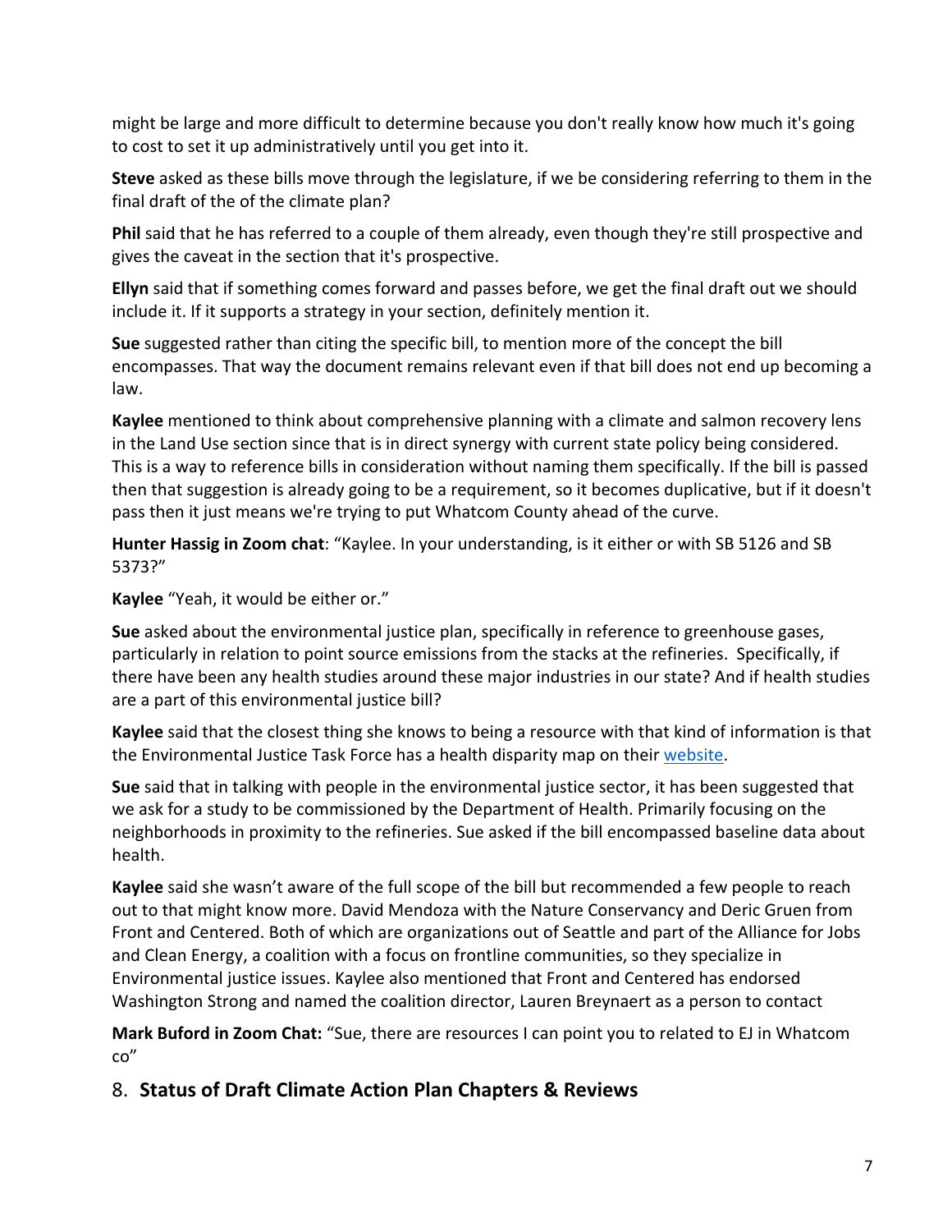might be large and more difficult to determine because you don't really know how much it's going to cost to set it up administratively until you get into it.

**Steve** asked as these bills move through the legislature, if we be considering referring to them in the final draft of the of the climate plan?

**Phil** said that he has referred to a couple of them already, even though they're still prospective and gives the caveat in the section that it's prospective.

**Ellyn** said that if something comes forward and passes before, we get the final draft out we should include it. If it supports a strategy in your section, definitely mention it.

**Sue** suggested rather than citing the specific bill, to mention more of the concept the bill encompasses. That way the document remains relevant even if that bill does not end up becoming a law.

**Kaylee** mentioned to think about comprehensive planning with a climate and salmon recovery lens in the Land Use section since that is in direct synergy with current state policy being considered. This is a way to reference bills in consideration without naming them specifically. If the bill is passed then that suggestion is already going to be a requirement, so it becomes duplicative, but if it doesn't pass then it just means we're trying to put Whatcom County ahead of the curve.

**Hunter Hassig in Zoom chat**: "Kaylee. In your understanding, is it either or with SB 5126 and SB 5373?"

**Kaylee** "Yeah, it would be either or."

**Sue** asked about the environmental justice plan, specifically in reference to greenhouse gases, particularly in relation to point source emissions from the stacks at the refineries. Specifically, if there have been any health studies around these major industries in our state? And if health studies are a part of this environmental justice bill?

**Kaylee** said that the closest thing she knows to being a resource with that kind of information is that the Environmental Justice Task Force has a health disparity map on their website.

**Sue** said that in talking with people in the environmental justice sector, it has been suggested that we ask for a study to be commissioned by the Department of Health. Primarily focusing on the neighborhoods in proximity to the refineries. Sue asked if the bill encompassed baseline data about health.

**Kaylee** said she wasn't aware of the full scope of the bill but recommended a few people to reach out to that might know more. David Mendoza with the Nature Conservancy and Deric Gruen from Front and Centered. Both of which are organizations out of Seattle and part of the Alliance for Jobs and Clean Energy, a coalition with a focus on frontline communities, so they specialize in Environmental justice issues. Kaylee also mentioned that Front and Centered has endorsed Washington Strong and named the coalition director, Lauren Breynaert as a person to contact

**Mark Buford in Zoom Chat:** "Sue, there are resources I can point you to related to EJ in Whatcom co"

## 8. Status of Draft Climate Action Plan Chapters & Reviews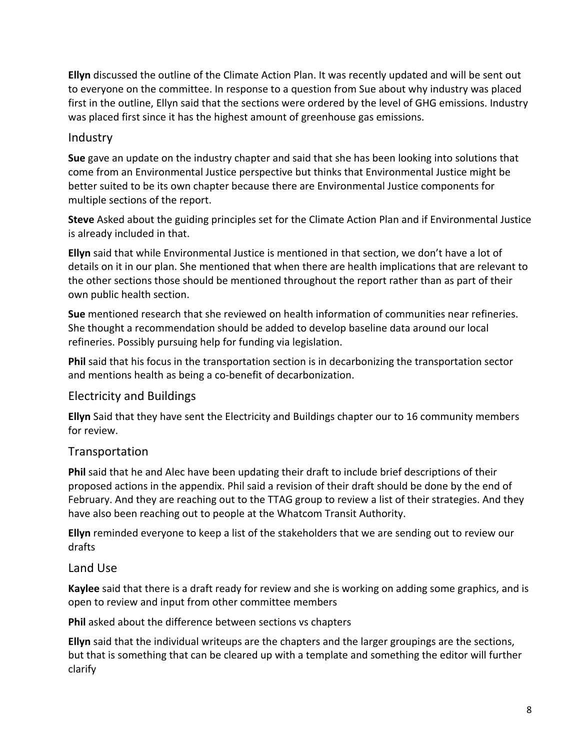**Ellyn** discussed the outline of the Climate Action Plan. It was recently updated and will be sent out to everyone on the committee. In response to a question from Sue about why industry was placed first in the outline, Ellyn said that the sections were ordered by the level of GHG emissions. Industry was placed first since it has the highest amount of greenhouse gas emissions.

## Industry

**Sue** gave an update on the industry chapter and said that she has been looking into solutions that come from an Environmental Justice perspective but thinks that Environmental Justice might be better suited to be its own chapter because there are Environmental Justice components for multiple sections of the report.

**Steve** Asked about the guiding principles set for the Climate Action Plan and if Environmental Justice is already included in that.

**Ellyn** said that while Environmental Justice is mentioned in that section, we don't have a lot of details on it in our plan. She mentioned that when there are health implications that are relevant to the other sections those should be mentioned throughout the report rather than as part of their own public health section.

**Sue** mentioned research that she reviewed on health information of communities near refineries. She thought a recommendation should be added to develop baseline data around our local refineries. Possibly pursuing help for funding via legislation.

**Phil** said that his focus in the transportation section is in decarbonizing the transportation sector and mentions health as being a co-benefit of decarbonization.

## Electricity and Buildings

**Ellyn** Said that they have sent the Electricity and Buildings chapter our to 16 community members for review.

## Transportation

**Phil** said that he and Alec have been updating their draft to include brief descriptions of their proposed actions in the appendix. Phil said a revision of their draft should be done by the end of February. And they are reaching out to the TTAG group to review a list of their strategies. And they have also been reaching out to people at the Whatcom Transit Authority.

**Ellyn** reminded everyone to keep a list of the stakeholders that we are sending out to review our drafts

## Land Use

**Kaylee** said that there is a draft ready for review and she is working on adding some graphics, and is open to review and input from other committee members

**Phil** asked about the difference between sections vs chapters

**Ellyn** said that the individual writeups are the chapters and the larger groupings are the sections, but that is something that can be cleared up with a template and something the editor will further clarify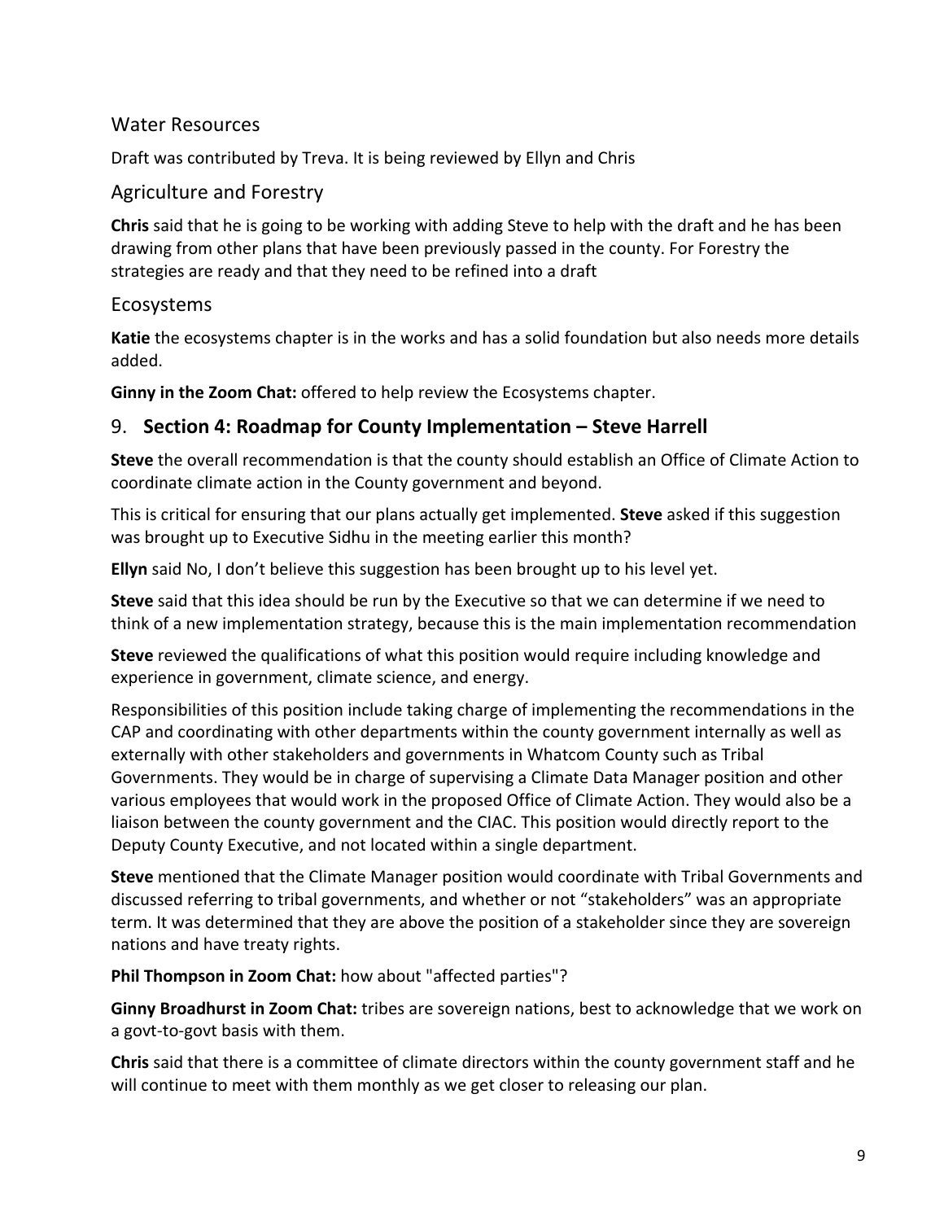### Water Resources

Draft was contributed by Treva. It is being reviewed by Ellyn and Chris

### Agriculture and Forestry

**Chris** said that he is going to be working with adding Steve to help with the draft and he has been drawing from other plans that have been previously passed in the county. For Forestry the strategies are ready and that they need to be refined into a draft

### Ecosystems

**Katie** the ecosystems chapter is in the works and has a solid foundation but also needs more details added.

**Ginny in the Zoom Chat:** offered to help review the Ecosystems chapter.

## 9. **Section 4: Roadmap for County Implementation – Steve Harrell**

**Steve** the overall recommendation is that the county should establish an Office of Climate Action to coordinate climate action in the County government and beyond.

This is critical for ensuring that our plans actually get implemented. **Steve** asked if this suggestion was brought up to Executive Sidhu in the meeting earlier this month?

**Ellyn** said No, I don't believe this suggestion has been brought up to his level yet.

**Steve** said that this idea should be run by the Executive so that we can determine if we need to think of a new implementation strategy, because this is the main implementation recommendation

**Steve** reviewed the qualifications of what this position would require including knowledge and experience in government, climate science, and energy.

Responsibilities of this position include taking charge of implementing the recommendations in the CAP and coordinating with other departments within the county government internally as well as externally with other stakeholders and governments in Whatcom County such as Tribal Governments. They would be in charge of supervising a Climate Data Manager position and other various employees that would work in the proposed Office of Climate Action. They would also be a liaison between the county government and the CIAC. This position would directly report to the Deputy County Executive, and not located within a single department.

**Steve** mentioned that the Climate Manager position would coordinate with Tribal Governments and discussed referring to tribal governments, and whether or not "stakeholders" was an appropriate term. It was determined that they are above the position of a stakeholder since they are sovereign nations and have treaty rights.

**Phil Thompson in Zoom Chat:** how about "affected parties"?

**Ginny Broadhurst in Zoom Chat:** tribes are sovereign nations, best to acknowledge that we work on a govt-to-govt basis with them.

**Chris** said that there is a committee of climate directors within the county government staff and he will continue to meet with them monthly as we get closer to releasing our plan.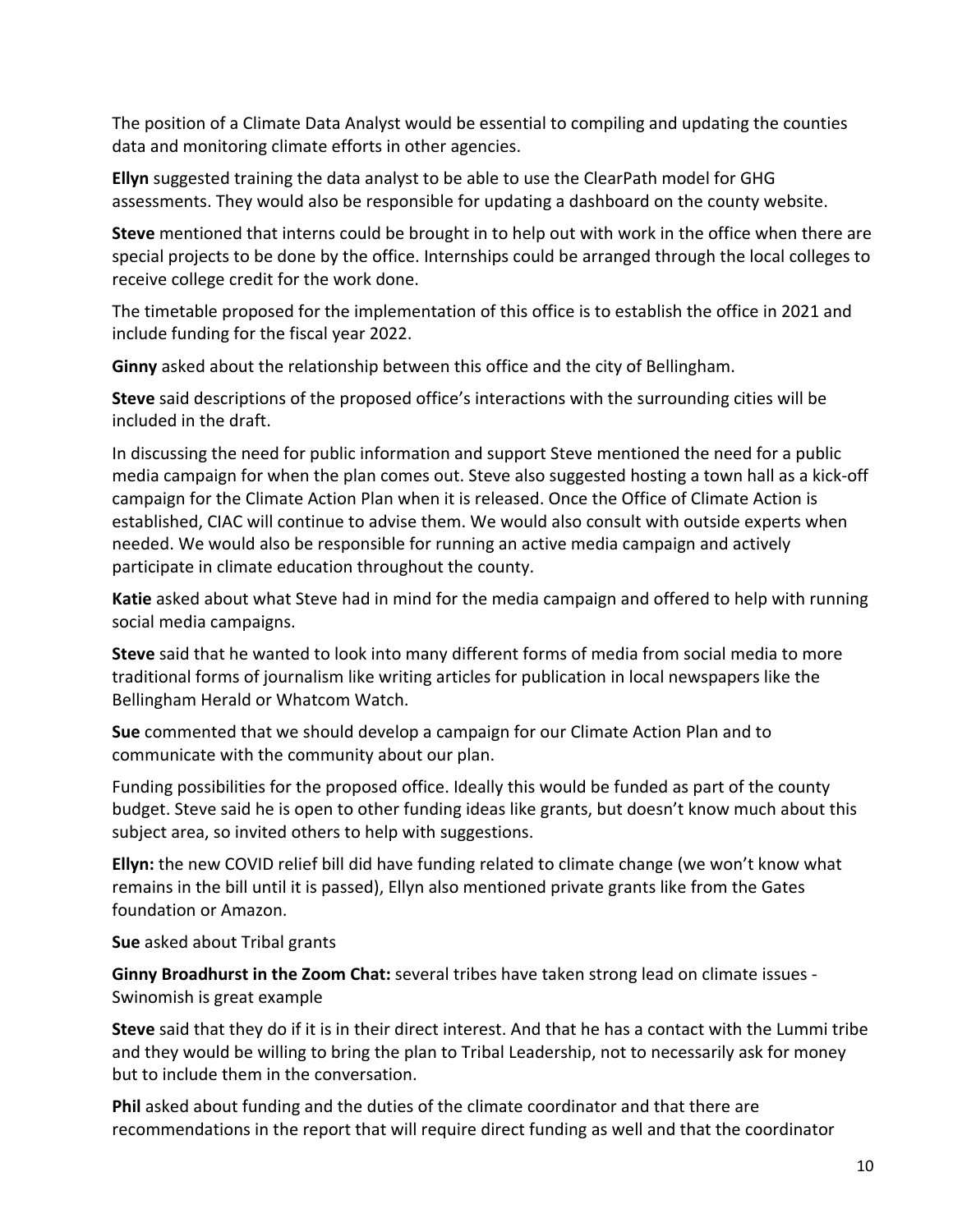The position of a Climate Data Analyst would be essential to compiling and updating the counties data and monitoring climate efforts in other agencies.

**Ellyn** suggested training the data analyst to be able to use the ClearPath model for GHG assessments. They would also be responsible for updating a dashboard on the county website.

**Steve** mentioned that interns could be brought in to help out with work in the office when there are special projects to be done by the office. Internships could be arranged through the local colleges to receive college credit for the work done.

The timetable proposed for the implementation of this office is to establish the office in 2021 and include funding for the fiscal year 2022.

**Ginny** asked about the relationship between this office and the city of Bellingham.

**Steve** said descriptions of the proposed office's interactions with the surrounding cities will be included in the draft.

In discussing the need for public information and support Steve mentioned the need for a public media campaign for when the plan comes out. Steve also suggested hosting a town hall as a kick-off campaign for the Climate Action Plan when it is released. Once the Office of Climate Action is established, CIAC will continue to advise them. We would also consult with outside experts when needed. We would also be responsible for running an active media campaign and actively participate in climate education throughout the county.

**Katie** asked about what Steve had in mind for the media campaign and offered to help with running social media campaigns.

**Steve** said that he wanted to look into many different forms of media from social media to more traditional forms of journalism like writing articles for publication in local newspapers like the Bellingham Herald or Whatcom Watch.

**Sue** commented that we should develop a campaign for our Climate Action Plan and to communicate with the community about our plan.

Funding possibilities for the proposed office. Ideally this would be funded as part of the county budget. Steve said he is open to other funding ideas like grants, but doesn't know much about this subject area, so invited others to help with suggestions.

**Ellyn:** the new COVID relief bill did have funding related to climate change (we won't know what remains in the bill until it is passed), Ellyn also mentioned private grants like from the Gates foundation or Amazon.

**Sue** asked about Tribal grants

**Ginny Broadhurst in the Zoom Chat:** several tribes have taken strong lead on climate issues - Swinomish is great example

**Steve** said that they do if it is in their direct interest. And that he has a contact with the Lummi tribe and they would be willing to bring the plan to Tribal Leadership, not to necessarily ask for money but to include them in the conversation.

**Phil** asked about funding and the duties of the climate coordinator and that there are recommendations in the report that will require direct funding as well and that the coordinator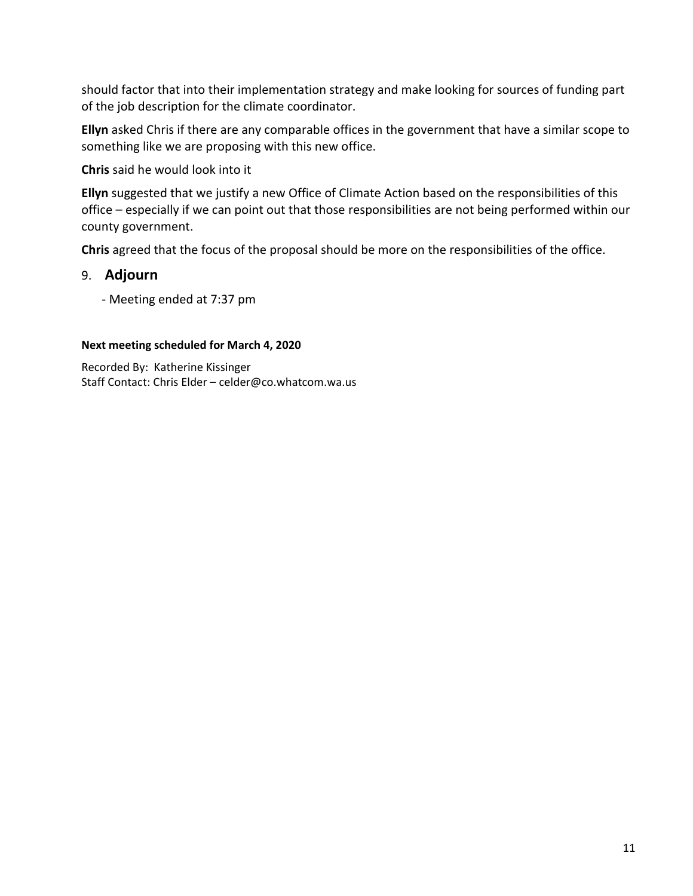should factor that into their implementation strategy and make looking for sources of funding part of the job description for the climate coordinator.

**Ellyn** asked Chris if there are any comparable offices in the government that have a similar scope to something like we are proposing with this new office.

**Chris** said he would look into it

**Ellyn** suggested that we justify a new Office of Climate Action based on the responsibilities of this office – especially if we can point out that those responsibilities are not being performed within our county government.

**Chris** agreed that the focus of the proposal should be more on the responsibilities of the office.

## 9. Adjourn

- Meeting ended at 7:37 pm

**Next meeting scheduled for March 4, 2020**

Recorded By: Katherine Kissinger
Staff Contact: Chris Elder – celder@co.whatcom.wa.us